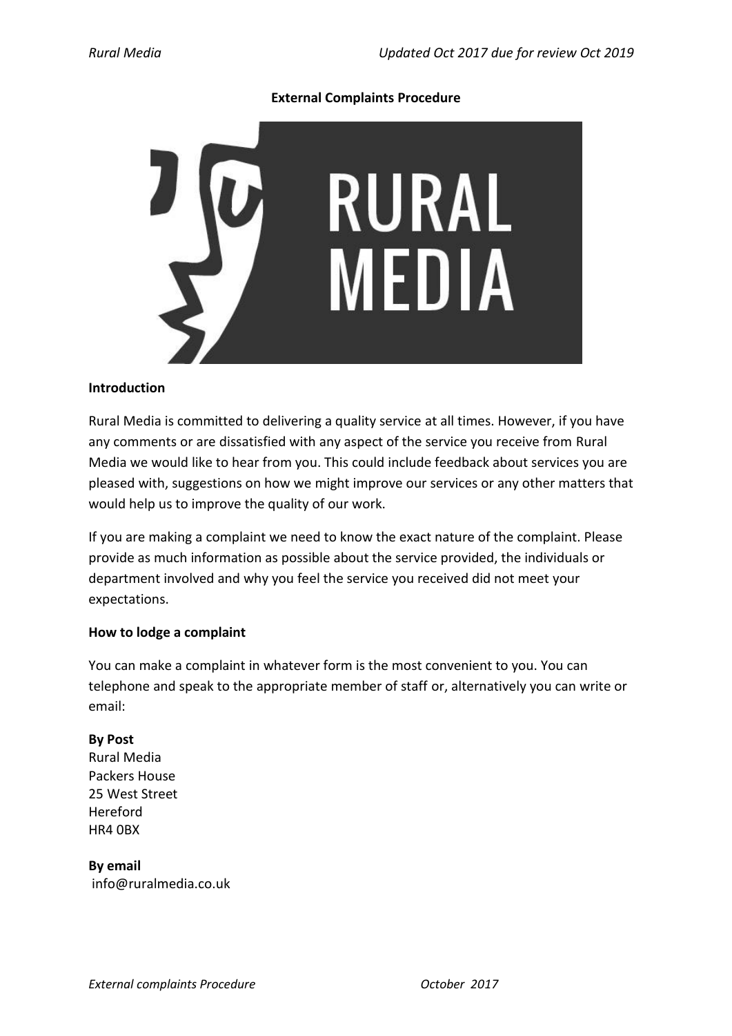# External Complaints Procedure

## Introduction

Rural Media is committed to delivering a quality service at all times. However, if you have any comments or are dissatisfied with any aspect of the service you receive from Rural Media we would like to hear from you. This could include feedback about services you are pleased with, suggestions on how we might improve our services or any other matters that would help us to improve the quality of our work.

If you are making a complaint we need to know the exact nature of the complaint. Please provide as much information as possible about the service provided, the individuals or department involved and why you feel the service you received did not meet your expectations.

## How to lodge a complaint

You can make a complaint in whatever form is the most convenient to you. You can telephone and speak to the appropriate member of staff or, alternatively you can write or email:

**By Post**
Rural Media
Packers House
25 West Street
Hereford
HR4 0BX

**By email**
info@ruralmedia.co.uk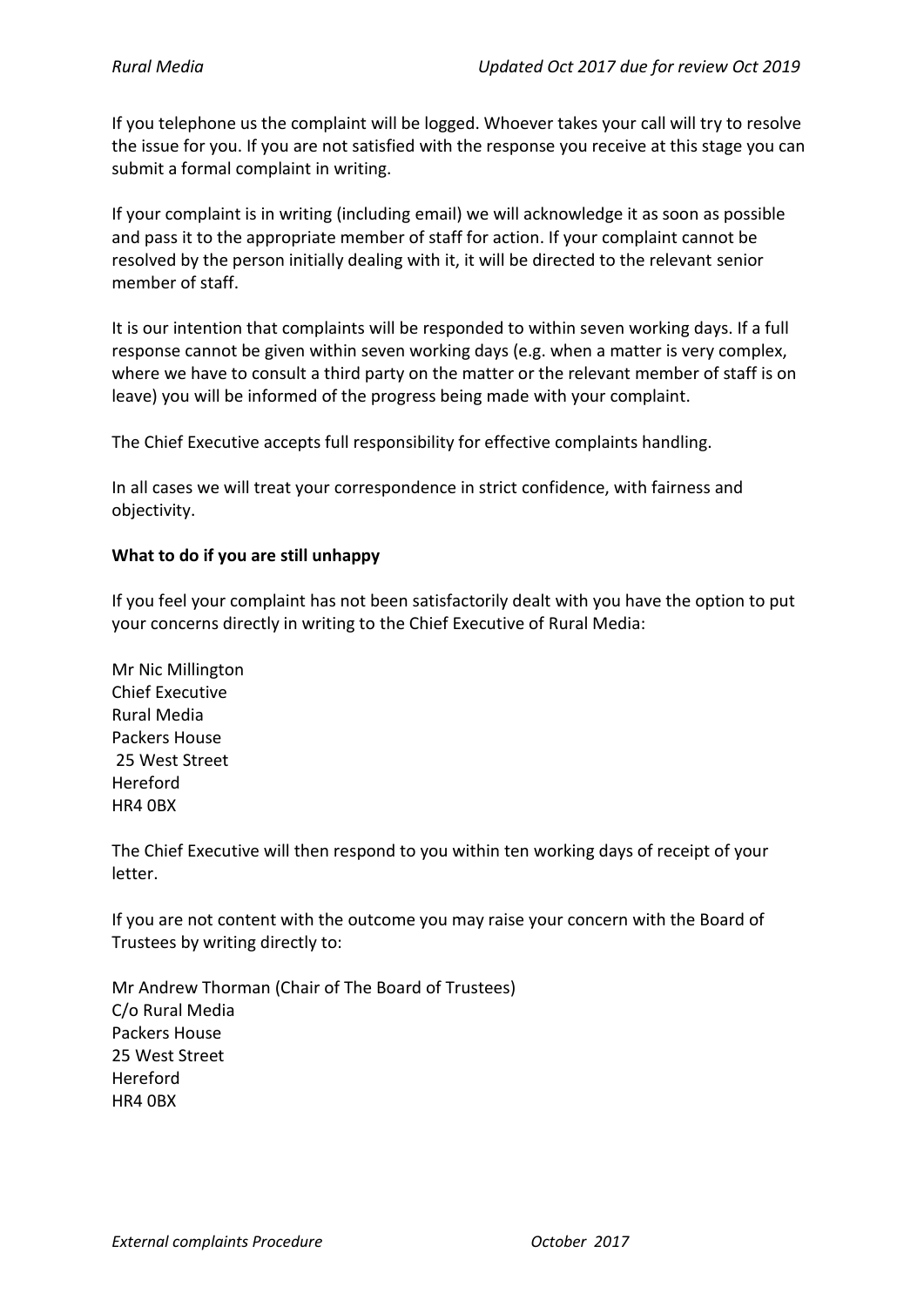If you telephone us the complaint will be logged. Whoever takes your call will try to resolve the issue for you. If you are not satisfied with the response you receive at this stage you can submit a formal complaint in writing.

If your complaint is in writing (including email) we will acknowledge it as soon as possible and pass it to the appropriate member of staff for action. If your complaint cannot be resolved by the person initially dealing with it, it will be directed to the relevant senior member of staff.

It is our intention that complaints will be responded to within seven working days. If a full response cannot be given within seven working days (e.g. when a matter is very complex, where we have to consult a third party on the matter or the relevant member of staff is on leave) you will be informed of the progress being made with your complaint.

The Chief Executive accepts full responsibility for effective complaints handling.

In all cases we will treat your correspondence in strict confidence, with fairness and objectivity.

**What to do if you are still unhappy**

If you feel your complaint has not been satisfactorily dealt with you have the option to put your concerns directly in writing to the Chief Executive of Rural Media:

Mr Nic Millington
Chief Executive
Rural Media
Packers House
25 West Street
Hereford
HR4 0BX

The Chief Executive will then respond to you within ten working days of receipt of your letter.

If you are not content with the outcome you may raise your concern with the Board of Trustees by writing directly to:

Mr Andrew Thorman (Chair of The Board of Trustees)
C/o Rural Media
Packers House
25 West Street
Hereford
HR4 0BX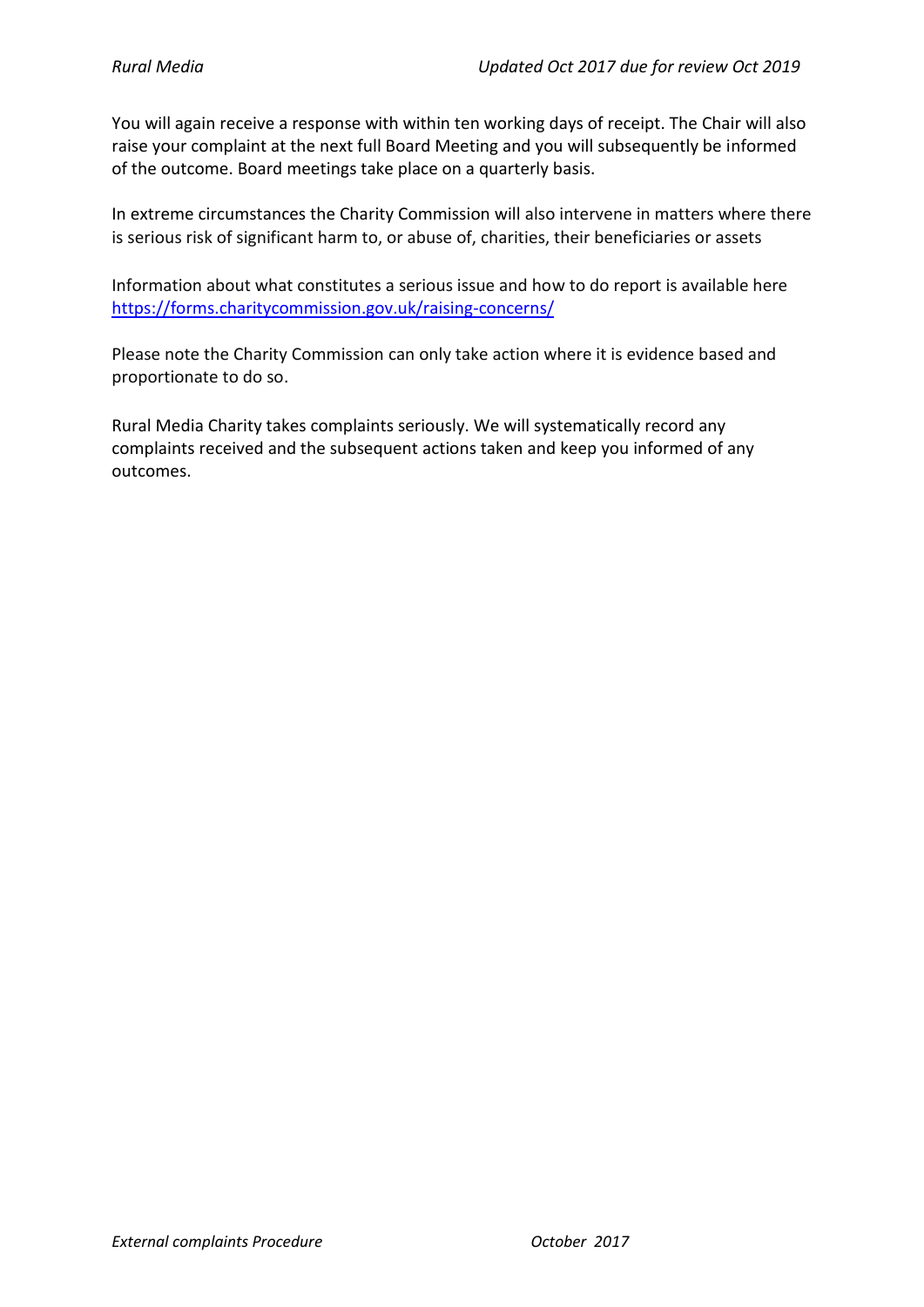You will again receive a response with within ten working days of receipt. The Chair will also raise your complaint at the next full Board Meeting and you will subsequently be informed of the outcome. Board meetings take place on a quarterly basis.

In extreme circumstances the Charity Commission will also intervene in matters where there is serious risk of significant harm to, or abuse of, charities, their beneficiaries or assets

Information about what constitutes a serious issue and how to do report is available here [https://forms.charitycommission.gov.uk/raising-concerns/](https://forms.charitycommission.gov.uk/raising-concerns/)

Please note the Charity Commission can only take action where it is evidence based and proportionate to do so.

Rural Media Charity takes complaints seriously. We will systematically record any complaints received and the subsequent actions taken and keep you informed of any outcomes.